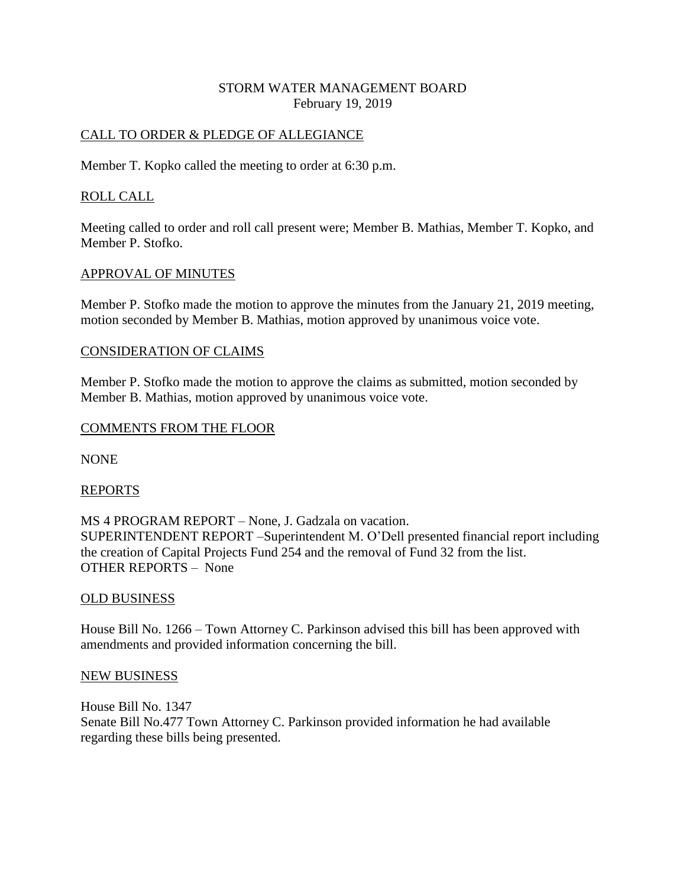# STORM WATER MANAGEMENT BOARD
February 19, 2019

## CALL TO ORDER & PLEDGE OF ALLEGIANCE

Member T. Kopko called the meeting to order at 6:30 p.m.

## ROLL CALL

Meeting called to order and roll call present were; Member B. Mathias, Member T. Kopko, and Member P. Stofko.

## APPROVAL OF MINUTES

Member P. Stofko made the motion to approve the minutes from the January 21, 2019 meeting, motion seconded by Member B. Mathias, motion approved by unanimous voice vote.

## CONSIDERATION OF CLAIMS

Member P. Stofko made the motion to approve the claims as submitted, motion seconded by Member B. Mathias, motion approved by unanimous voice vote.

## COMMENTS FROM THE FLOOR

NONE

## REPORTS

MS 4 PROGRAM REPORT – None, J. Gadzala on vacation.
SUPERINTENDENT REPORT –Superintendent M. O'Dell presented financial report including the creation of Capital Projects Fund 254 and the removal of Fund 32 from the list.
OTHER REPORTS – None

## OLD BUSINESS

House Bill No. 1266 – Town Attorney C. Parkinson advised this bill has been approved with amendments and provided information concerning the bill.

## NEW BUSINESS

House Bill No. 1347
Senate Bill No.477 Town Attorney C. Parkinson provided information he had available regarding these bills being presented.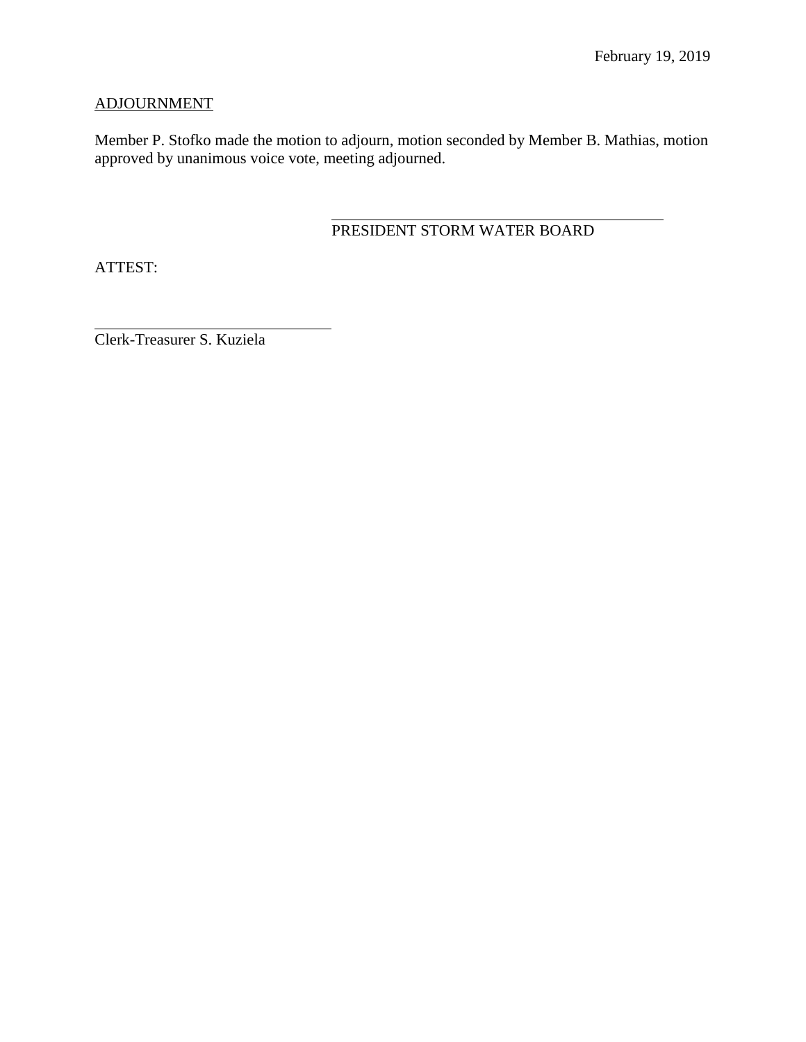February 19, 2019

ADJOURNMENT

Member P. Stofko made the motion to adjourn, motion seconded by Member B. Mathias, motion approved by unanimous voice vote, meeting adjourned.

PRESIDENT STORM WATER BOARD

ATTEST:

Clerk-Treasurer S. Kuziela